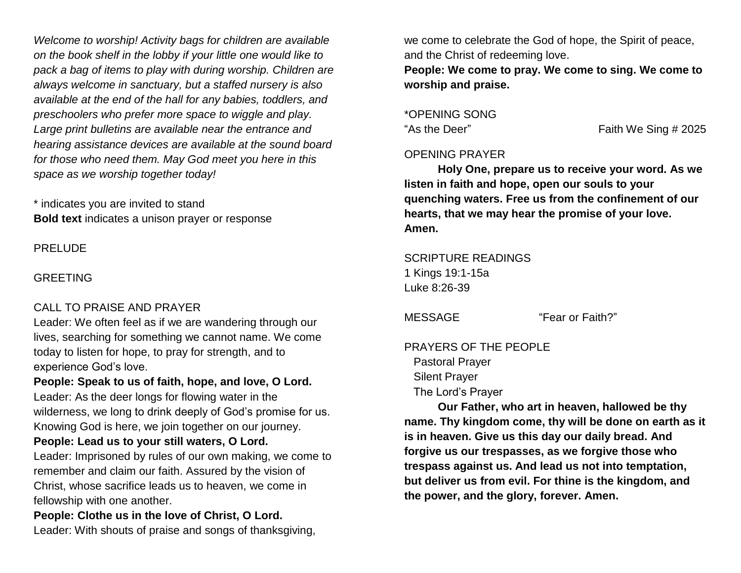*Welcome to worship! Activity bags for children are available on the book shelf in the lobby if your little one would like to pack a bag of items to play with during worship. Children are always welcome in sanctuary, but a staffed nursery is also available at the end of the hall for any babies, toddlers, and preschoolers who prefer more space to wiggle and play. Large print bulletins are available near the entrance and hearing assistance devices are available at the sound board for those who need them. May God meet you here in this space as we worship together today!*

* indicates you are invited to stand
**Bold text** indicates a unison prayer or response

PRELUDE

GREETING

CALL TO PRAISE AND PRAYER

Leader: We often feel as if we are wandering through our lives, searching for something we cannot name. We come today to listen for hope, to pray for strength, and to experience God's love.

**People: Speak to us of faith, hope, and love, O Lord.**

Leader: As the deer longs for flowing water in the wilderness, we long to drink deeply of God's promise for us. Knowing God is here, we join together on our journey.

**People: Lead us to your still waters, O Lord.**

Leader: Imprisoned by rules of our own making, we come to remember and claim our faith. Assured by the vision of Christ, whose sacrifice leads us to heaven, we come in fellowship with one another.

**People: Clothe us in the love of Christ, O Lord.**

Leader: With shouts of praise and songs of thanksgiving, we come to celebrate the God of hope, the Spirit of peace, and the Christ of redeeming love.

**People: We come to pray. We come to sing. We come to worship and praise.**

*OPENING SONG
"As the Deer" Faith We Sing # 2025

OPENING PRAYER

**Holy One, prepare us to receive your word. As we listen in faith and hope, open our souls to your quenching waters. Free us from the confinement of our hearts, that we may hear the promise of your love. Amen.**

SCRIPTURE READINGS
1 Kings 19:1-15a
Luke 8:26-39

MESSAGE "Fear or Faith?"

PRAYERS OF THE PEOPLE
Pastoral Prayer
Silent Prayer
The Lord's Prayer

**Our Father, who art in heaven, hallowed be thy name. Thy kingdom come, thy will be done on earth as it is in heaven. Give us this day our daily bread. And forgive us our trespasses, as we forgive those who trespass against us. And lead us not into temptation, but deliver us from evil. For thine is the kingdom, and the power, and the glory, forever. Amen.**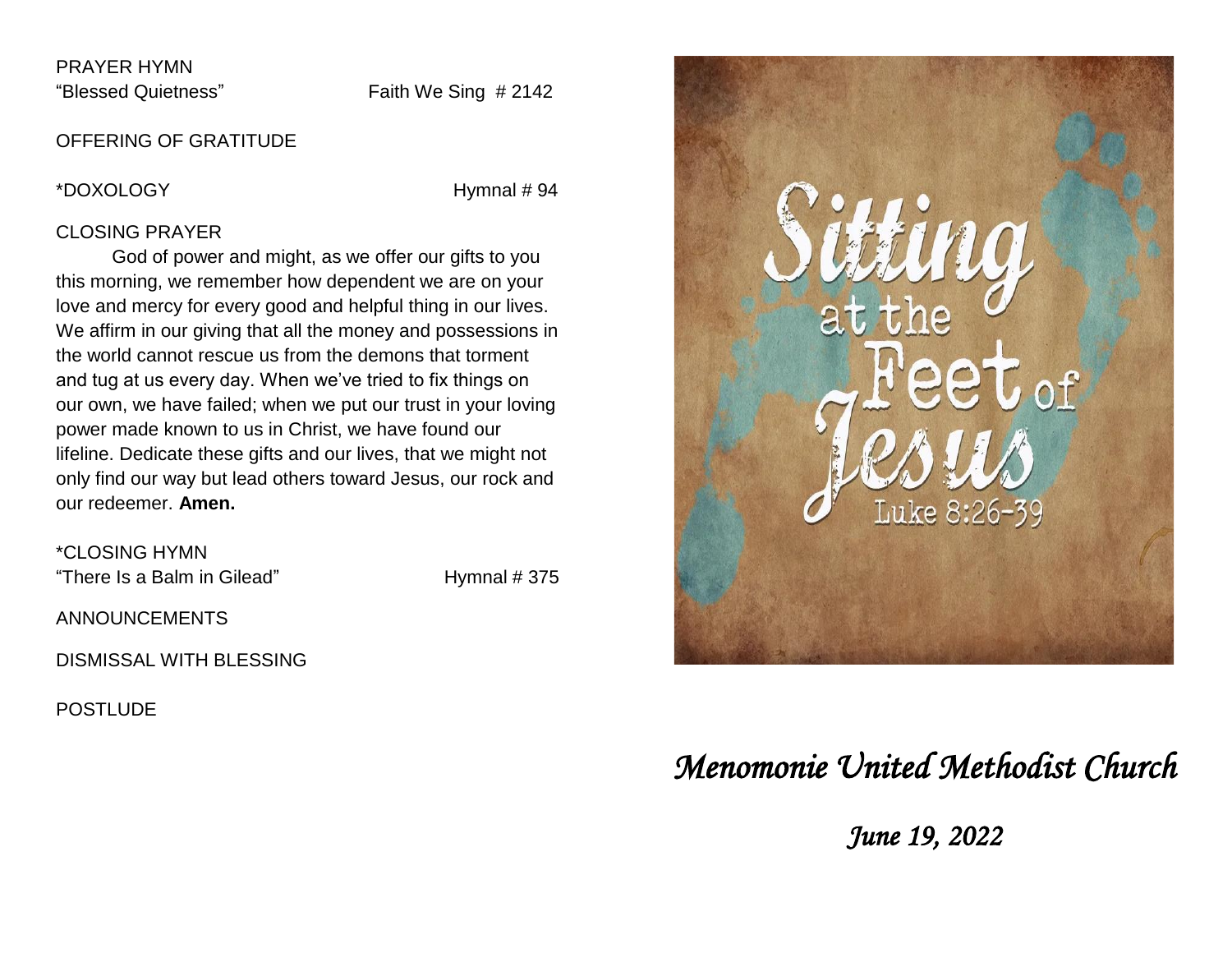PRAYER HYMN
"Blessed Quietness" Faith We Sing # 2142

OFFERING OF GRATITUDE

*DOXOLOGY Hymnal # 94

CLOSING PRAYER

God of power and might, as we offer our gifts to you this morning, we remember how dependent we are on your love and mercy for every good and helpful thing in our lives. We affirm in our giving that all the money and possessions in the world cannot rescue us from the demons that torment and tug at us every day. When we've tried to fix things on our own, we have failed; when we put our trust in your loving power made known to us in Christ, we have found our lifeline. Dedicate these gifts and our lives, that we might not only find our way but lead others toward Jesus, our rock and our redeemer. **Amen.**

*CLOSING HYMN
"There Is a Balm in Gilead" Hymnal # 375

ANNOUNCEMENTS

DISMISSAL WITH BLESSING

POSTLUDE

Sitting at the Feet of Jesus

Luke 8:26-39

*Menomonie United Methodist Church*

*June 19, 2022*